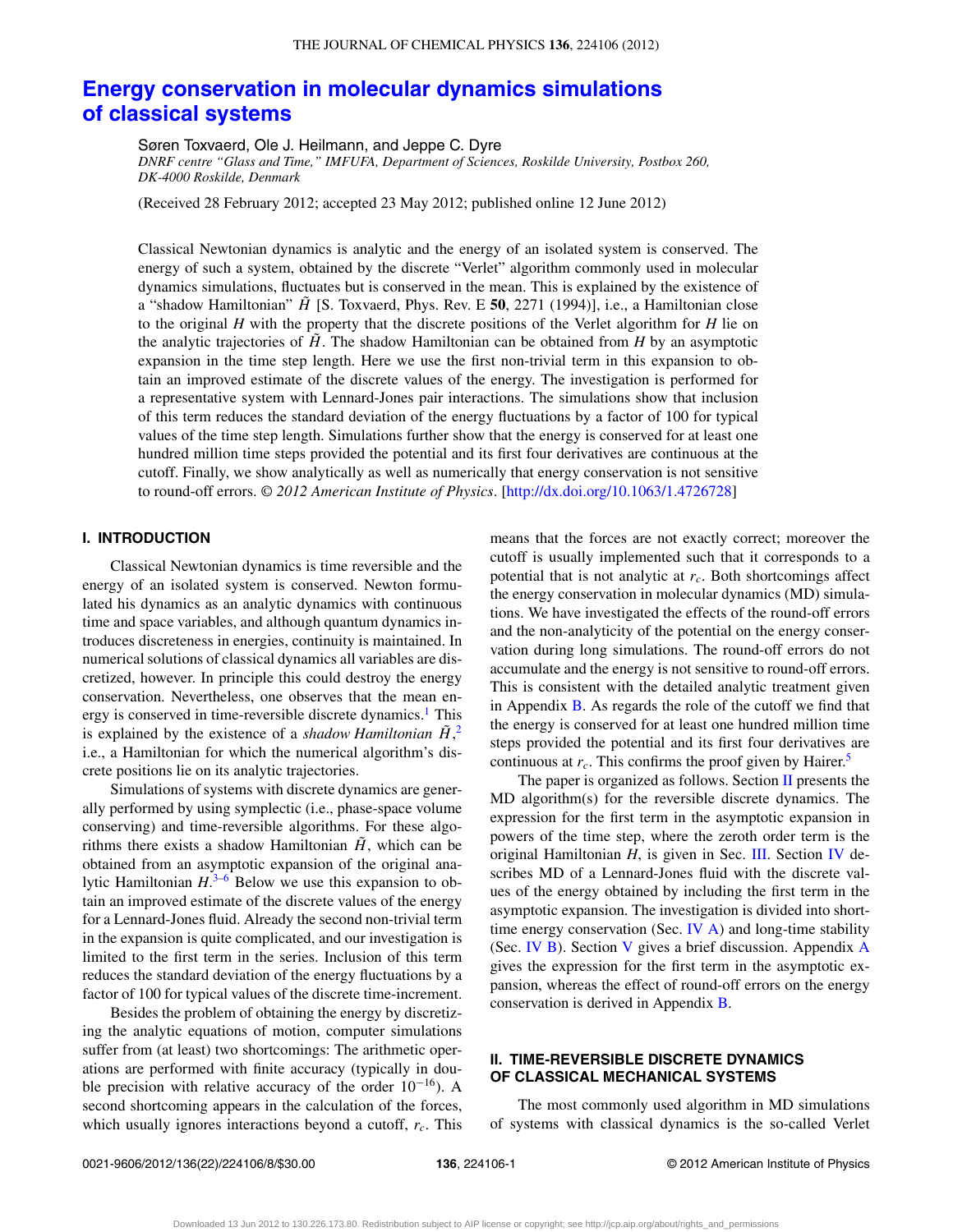# Energy conservation in molecular dynamics simulations of classical systems

Søren Toxvaerd, Ole J. Heilmann, and Jeppe C. Dyre

*DNRF centre "Glass and Time," IMFUFA, Department of Sciences, Roskilde University, Postbox 260, DK-4000 Roskilde, Denmark*

(Received 28 February 2012; accepted 23 May 2012; published online 12 June 2012)

Classical Newtonian dynamics is analytic and the energy of an isolated system is conserved. The energy of such a system, obtained by the discrete "Verlet" algorithm commonly used in molecular dynamics simulations, fluctuates but is conserved in the mean. This is explained by the existence of a "shadow Hamiltonian" $\tilde{H}$ [S. Toxvaerd, Phys. Rev. E **50**, 2271 (1994)], i.e., a Hamiltonian close to the original $H$ with the property that the discrete positions of the Verlet algorithm for $H$ lie on the analytic trajectories of $\tilde{H}$. The shadow Hamiltonian can be obtained from $H$ by an asymptotic expansion in the time step length. Here we use the first non-trivial term in this expansion to obtain an improved estimate of the discrete values of the energy. The investigation is performed for a representative system with Lennard-Jones pair interactions. The simulations show that inclusion of this term reduces the standard deviation of the energy fluctuations by a factor of 100 for typical values of the time step length. Simulations further show that the energy is conserved for at least one hundred million time steps provided the potential and its first four derivatives are continuous at the cutoff. Finally, we show analytically as well as numerically that energy conservation is not sensitive to round-off errors. *© 2012 American Institute of Physics*. [http://dx.doi.org/10.1063/1.4726728]

## I. INTRODUCTION

Classical Newtonian dynamics is time reversible and the energy of an isolated system is conserved. Newton formulated his dynamics as an analytic dynamics with continuous time and space variables, and although quantum dynamics introduces discreteness in energies, continuity is maintained. In numerical solutions of classical dynamics all variables are discretized, however. In principle this could destroy the energy conservation. Nevertheless, one observes that the mean energy is conserved in time-reversible discrete dynamics.[1] This is explained by the existence of a *shadow Hamiltonian* $\tilde{H}$,[2] i.e., a Hamiltonian for which the numerical algorithm's discrete positions lie on its analytic trajectories.

Simulations of systems with discrete dynamics are generally performed by using symplectic (i.e., phase-space volume conserving) and time-reversible algorithms. For these algorithms there exists a shadow Hamiltonian $\tilde{H}$, which can be obtained from an asymptotic expansion of the original analytic Hamiltonian $H$.[3–6] Below we use this expansion to obtain an improved estimate of the discrete values of the energy for a Lennard-Jones fluid. Already the second non-trivial term in the expansion is quite complicated, and our investigation is limited to the first term in the series. Inclusion of this term reduces the standard deviation of the energy fluctuations by a factor of 100 for typical values of the discrete time-increment.

Besides the problem of obtaining the energy by discretizing the analytic equations of motion, computer simulations suffer from (at least) two shortcomings: The arithmetic operations are performed with finite accuracy (typically in double precision with relative accuracy of the order $10^{-16}$). A second shortcoming appears in the calculation of the forces, which usually ignores interactions beyond a cutoff, $r_c$. This means that the forces are not exactly correct; moreover the cutoff is usually implemented such that it corresponds to a potential that is not analytic at $r_c$. Both shortcomings affect the energy conservation in molecular dynamics (MD) simulations. We have investigated the effects of the round-off errors and the non-analyticity of the potential on the energy conservation during long simulations. The round-off errors do not accumulate and the energy is not sensitive to round-off errors. This is consistent with the detailed analytic treatment given in Appendix B. As regards the role of the cutoff we find that the energy is conserved for at least one hundred million time steps provided the potential and its first four derivatives are continuous at $r_c$. This confirms the proof given by Hairer.[5]

The paper is organized as follows. Section II presents the MD algorithm(s) for the reversible discrete dynamics. The expression for the first term in the asymptotic expansion in powers of the time step, where the zeroth order term is the original Hamiltonian $H$, is given in Sec. III. Section IV describes MD of a Lennard-Jones fluid with the discrete values of the energy obtained by including the first term in the asymptotic expansion. The investigation is divided into short-time energy conservation (Sec. IV A) and long-time stability (Sec. IV B). Section V gives a brief discussion. Appendix A gives the expression for the first term in the asymptotic expansion, whereas the effect of round-off errors on the energy conservation is derived in Appendix B.

## II. TIME-REVERSIBLE DISCRETE DYNAMICS OF CLASSICAL MECHANICAL SYSTEMS

The most commonly used algorithm in MD simulations of systems with classical dynamics is the so-called Verlet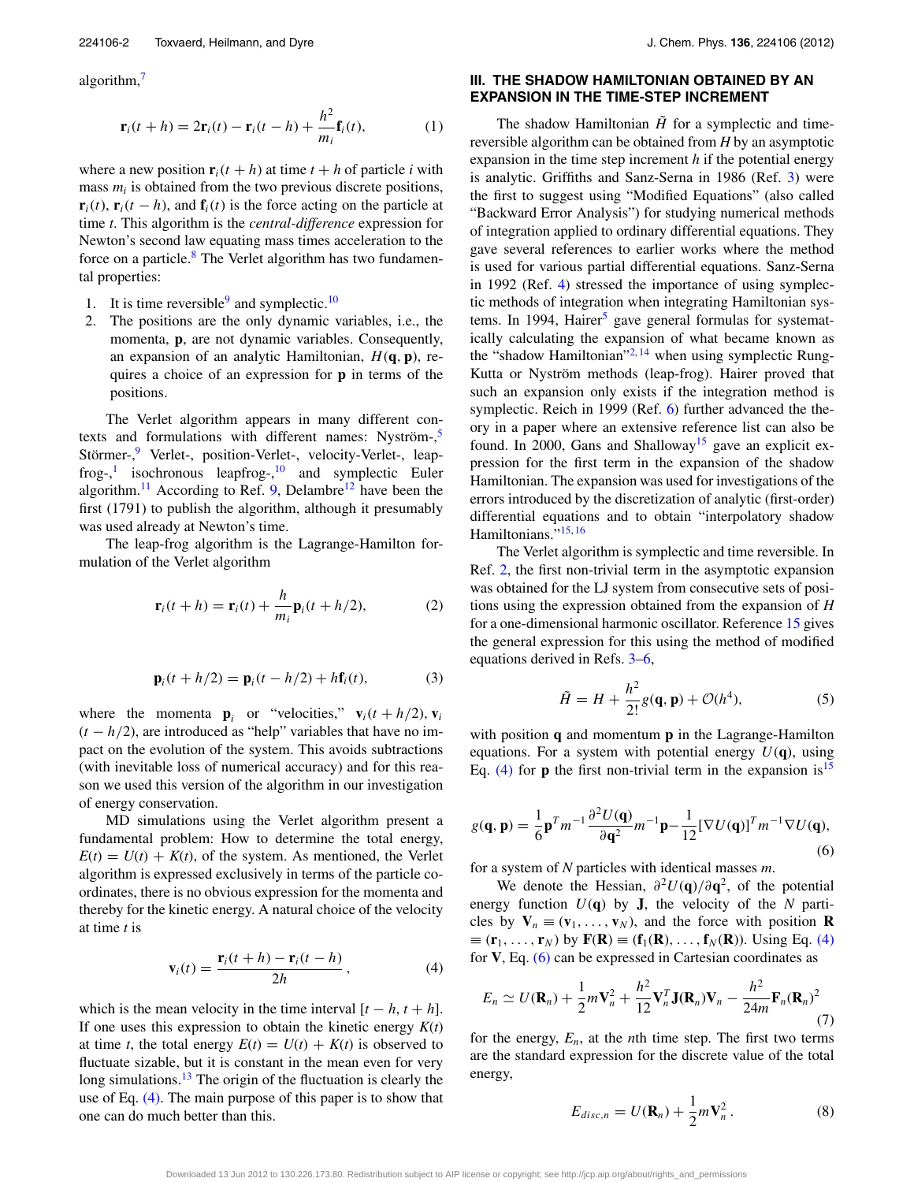algorithm,[7]

$$\mathbf{r}_i(t+h) = 2\mathbf{r}_i(t) - \mathbf{r}_i(t-h) + \frac{h^2}{m_i}\mathbf{f}_i(t), \tag{1}$$

where a new position $\mathbf{r}_i(t+h)$ at time $t+h$ of particle $i$ with mass $m_i$ is obtained from the two previous discrete positions, $\mathbf{r}_i(t)$, $\mathbf{r}_i(t-h)$, and $\mathbf{f}_i(t)$ is the force acting on the particle at time $t$. This algorithm is the *central-difference* expression for Newton's second law equating mass times acceleration to the force on a particle.[8] The Verlet algorithm has two fundamental properties:

1. It is time reversible[9] and symplectic.[10]
2. The positions are the only dynamic variables, i.e., the momenta, $\mathbf{p}$, are not dynamic variables. Consequently, an expansion of an analytic Hamiltonian, $H(\mathbf{q}, \mathbf{p})$, requires a choice of an expression for $\mathbf{p}$ in terms of the positions.

The Verlet algorithm appears in many different contexts and formulations with different names: Nyström-,[5] Störmer-,[9] Verlet-, position-Verlet-, velocity-Verlet-, leap-frog-,[1] isochronous leapfrog-,[10] and symplectic Euler algorithm.[11] According to Ref. 9, Delambre[12] have been the first (1791) to publish the algorithm, although it presumably was used already at Newton's time.

The leap-frog algorithm is the Lagrange-Hamilton formulation of the Verlet algorithm

$$\mathbf{r}_i(t+h) = \mathbf{r}_i(t) + \frac{h}{m_i}\mathbf{p}_i(t+h/2), \tag{2}$$

$$\mathbf{p}_i(t+h/2) = \mathbf{p}_i(t-h/2) + h\mathbf{f}_i(t), \tag{3}$$

where the momenta $\mathbf{p}_i$ or "velocities," $\mathbf{v}_i(t+h/2)$, $\mathbf{v}_i(t-h/2)$, are introduced as "help" variables that have no impact on the evolution of the system. This avoids subtractions (with inevitable loss of numerical accuracy) and for this reason we used this version of the algorithm in our investigation of energy conservation.

MD simulations using the Verlet algorithm present a fundamental problem: How to determine the total energy, $E(t) = U(t) + K(t)$, of the system. As mentioned, the Verlet algorithm is expressed exclusively in terms of the particle coordinates, there is no obvious expression for the momenta and thereby for the kinetic energy. A natural choice of the velocity at time $t$ is

$$\mathbf{v}_i(t) = \frac{\mathbf{r}_i(t+h) - \mathbf{r}_i(t-h)}{2h}, \tag{4}$$

which is the mean velocity in the time interval $[t-h, t+h]$. If one uses this expression to obtain the kinetic energy $K(t)$ at time $t$, the total energy $E(t) = U(t) + K(t)$ is observed to fluctuate sizable, but it is constant in the mean even for very long simulations.[13] The origin of the fluctuation is clearly the use of Eq. (4). The main purpose of this paper is to show that one can do much better than this.

## III. THE SHADOW HAMILTONIAN OBTAINED BY AN EXPANSION IN THE TIME-STEP INCREMENT

The shadow Hamiltonian $\tilde{H}$ for a symplectic and time-reversible algorithm can be obtained from $H$ by an asymptotic expansion in the time step increment $h$ if the potential energy is analytic. Griffiths and Sanz-Serna in 1986 (Ref. 3) were the first to suggest using "Modified Equations" (also called "Backward Error Analysis") for studying numerical methods of integration applied to ordinary differential equations. They gave several references to earlier works where the method is used for various partial differential equations. Sanz-Serna in 1992 (Ref. 4) stressed the importance of using symplectic methods of integration when integrating Hamiltonian systems. In 1994, Hairer[5] gave general formulas for systematically calculating the expansion of what became known as the "shadow Hamiltonian"[2,14] when using symplectic Rung-Kutta or Nyström methods (leap-frog). Hairer proved that such an expansion only exists if the integration method is symplectic. Reich in 1999 (Ref. 6) further advanced the theory in a paper where an extensive reference list can also be found. In 2000, Gans and Shalloway[15] gave an explicit expression for the first term in the expansion of the shadow Hamiltonian. The expansion was used for investigations of the errors introduced by the discretization of analytic (first-order) differential equations and to obtain "interpolatory shadow Hamiltonians."[15,16]

The Verlet algorithm is symplectic and time reversible. In Ref. 2, the first non-trivial term in the asymptotic expansion was obtained for the LJ system from consecutive sets of positions using the expression obtained from the expansion of $H$ for a one-dimensional harmonic oscillator. Reference 15 gives the general expression for this using the method of modified equations derived in Refs. 3–6,

$$\tilde{H} = H + \frac{h^2}{2!}g(\mathbf{q}, \mathbf{p}) + \mathcal{O}(h^4), \tag{5}$$

with position $\mathbf{q}$ and momentum $\mathbf{p}$ in the Lagrange-Hamilton equations. For a system with potential energy $U(\mathbf{q})$, using Eq. (4) for $\mathbf{p}$ the first non-trivial term in the expansion is[15]

$$g(\mathbf{q}, \mathbf{p}) = \frac{1}{6}\mathbf{p}^T m^{-1}\frac{\partial^2 U(\mathbf{q})}{\partial \mathbf{q}^2}m^{-1}\mathbf{p} - \frac{1}{12}[\nabla U(\mathbf{q})]^T m^{-1}\nabla U(\mathbf{q}), \tag{6}$$

for a system of $N$ particles with identical masses $m$.

We denote the Hessian, $\partial^2 U(\mathbf{q})/\partial \mathbf{q}^2$, of the potential energy function $U(\mathbf{q})$ by $\mathbf{J}$, the velocity of the $N$ particles by $\mathbf{V}_n \equiv (\mathbf{v}_1, \ldots, \mathbf{v}_N)$, and the force with position $\mathbf{R} \equiv (\mathbf{r}_1, \ldots, \mathbf{r}_N)$ by $\mathbf{F}(\mathbf{R}) \equiv (\mathbf{f}_1(\mathbf{R}), \ldots, \mathbf{f}_N(\mathbf{R}))$. Using Eq. (4) for $\mathbf{V}$, Eq. (6) can be expressed in Cartesian coordinates as

$$E_n \simeq U(\mathbf{R}_n) + \frac{1}{2}m\mathbf{V}_n^2 + \frac{h^2}{12}\mathbf{V}_n^T\mathbf{J}(\mathbf{R}_n)\mathbf{V}_n - \frac{h^2}{24m}\mathbf{F}_n(\mathbf{R}_n)^2 \tag{7}$$

for the energy, $E_n$, at the $n$th time step. The first two terms are the standard expression for the discrete value of the total energy,

$$E_{disc,n} = U(\mathbf{R}_n) + \frac{1}{2}m\mathbf{V}_n^2. \tag{8}$$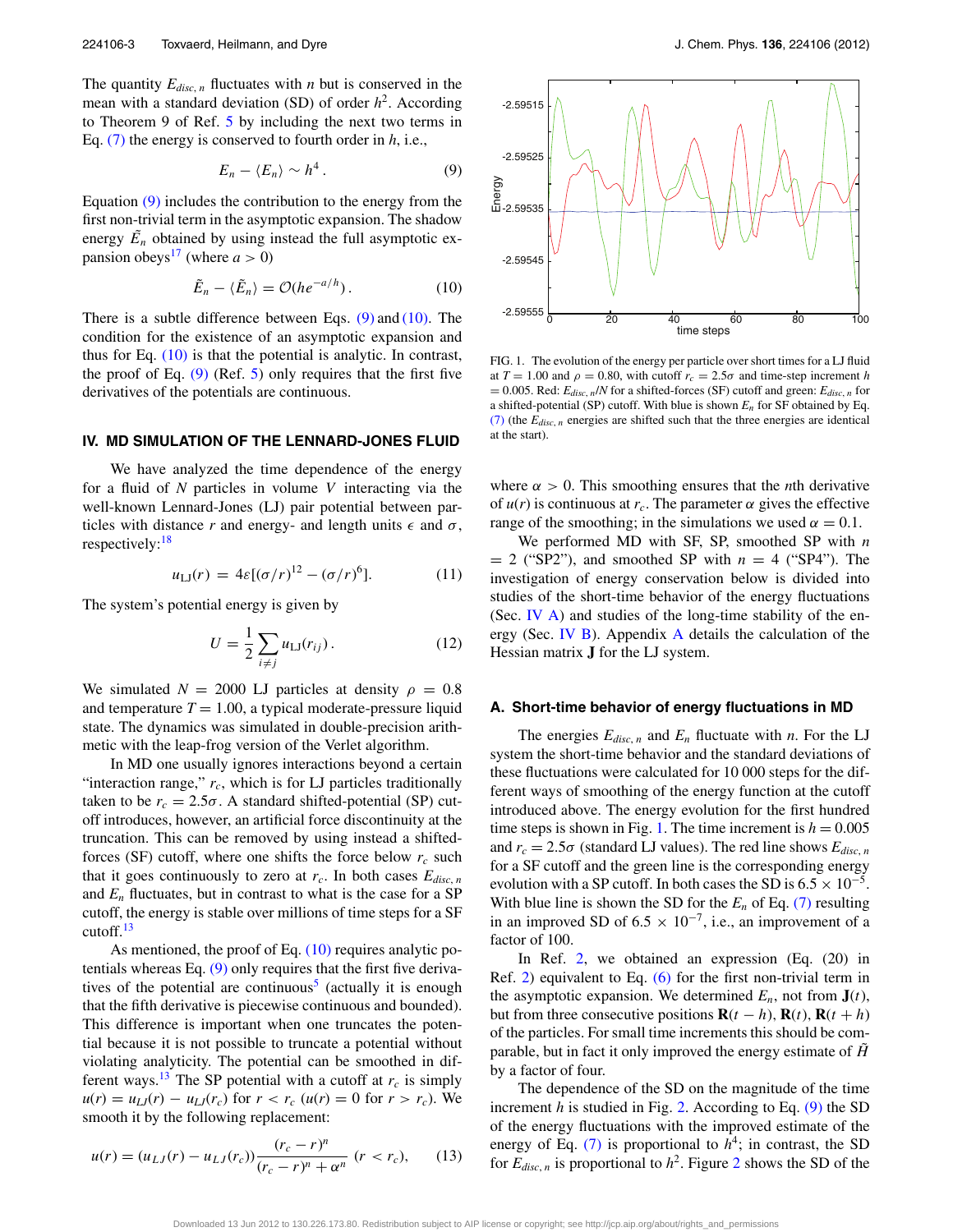The quantity $E_{disc,\,n}$ fluctuates with $n$ but is conserved in the mean with a standard deviation (SD) of order $h^2$. According to Theorem 9 of Ref. 5 by including the next two terms in Eq. (7) the energy is conserved to fourth order in $h$, i.e.,

$$E_n - \langle E_n \rangle \sim h^4 \,. \tag{9}$$

Equation (9) includes the contribution to the energy from the first non-trivial term in the asymptotic expansion. The shadow energy $\tilde{E}_n$ obtained by using instead the full asymptotic expansion obeys[17] (where $a > 0$)

$$\tilde{E}_n - \langle \tilde{E}_n \rangle = \mathcal{O}(h e^{-a/h}) \,. \tag{10}$$

There is a subtle difference between Eqs. (9) and (10). The condition for the existence of an asymptotic expansion and thus for Eq. (10) is that the potential is analytic. In contrast, the proof of Eq. (9) (Ref. 5) only requires that the first five derivatives of the potentials are continuous.

## IV. MD SIMULATION OF THE LENNARD-JONES FLUID

We have analyzed the time dependence of the energy for a fluid of $N$ particles in volume $V$ interacting via the well-known Lennard-Jones (LJ) pair potential between particles with distance $r$ and energy- and length units $\epsilon$ and $\sigma$, respectively:[18]

$$u_{\rm LJ}(r) = 4\varepsilon[(\sigma/r)^{12} - (\sigma/r)^6]. \tag{11}$$

The system's potential energy is given by

$$U = \frac{1}{2}\sum_{i \neq j} u_{\rm LJ}(r_{ij}) \,. \tag{12}$$

We simulated $N = 2000$ LJ particles at density $\rho = 0.8$ and temperature $T = 1.00$, a typical moderate-pressure liquid state. The dynamics was simulated in double-precision arithmetic with the leap-frog version of the Verlet algorithm.

In MD one usually ignores interactions beyond a certain "interaction range," $r_c$, which is for LJ particles traditionally taken to be $r_c = 2.5\sigma$. A standard shifted-potential (SP) cutoff introduces, however, an artificial force discontinuity at the truncation. This can be removed by using instead a shifted-forces (SF) cutoff, where one shifts the force below $r_c$ such that it goes continuously to zero at $r_c$. In both cases $E_{disc,\,n}$ and $E_n$ fluctuates, but in contrast to what is the case for a SP cutoff, the energy is stable over millions of time steps for a SF cutoff.[13]

As mentioned, the proof of Eq. (10) requires analytic potentials whereas Eq. (9) only requires that the first five derivatives of the potential are continuous[5] (actually it is enough that the fifth derivative is piecewise continuous and bounded). This difference is important when one truncates the potential because it is not possible to truncate a potential without violating analyticity. The potential can be smoothed in different ways.[13] The SP potential with a cutoff at $r_c$ is simply $u(r) = u_{LJ}(r) - u_{LJ}(r_c)$ for $r < r_c$ ($u(r) = 0$ for $r > r_c$). We smooth it by the following replacement:

$$u(r) = (u_{LJ}(r) - u_{LJ}(r_c))\frac{(r_c - r)^n}{(r_c - r)^n + \alpha^n} \;\; (r < r_c), \tag{13}$$

FIG. 1. The evolution of the energy per particle over short times for a LJ fluid at $T = 1.00$ and $\rho = 0.80$, with cutoff $r_c = 2.5\sigma$ and time-step increment $h = 0.005$. Red: $E_{disc,\,n}/N$ for a shifted-forces (SF) cutoff and green: $E_{disc,\,n}$ for a shifted-potential (SP) cutoff. With blue is shown $E_n$ for SF obtained by Eq. (7) (the $E_{disc,\,n}$ energies are shifted such that the three energies are identical at the start).

where $\alpha > 0$. This smoothing ensures that the $n$th derivative of $u(r)$ is continuous at $r_c$. The parameter $\alpha$ gives the effective range of the smoothing; in the simulations we used $\alpha = 0.1$.

We performed MD with SF, SP, smoothed SP with $n = 2$ ("SP2"), and smoothed SP with $n = 4$ ("SP4"). The investigation of energy conservation below is divided into studies of the short-time behavior of the energy fluctuations (Sec. IV A) and studies of the long-time stability of the energy (Sec. IV B). Appendix A details the calculation of the Hessian matrix $\mathbf{J}$ for the LJ system.

### A. Short-time behavior of energy fluctuations in MD

The energies $E_{disc,\,n}$ and $E_n$ fluctuate with $n$. For the LJ system the short-time behavior and the standard deviations of these fluctuations were calculated for 10 000 steps for the different ways of smoothing of the energy function at the cutoff introduced above. The energy evolution for the first hundred time steps is shown in Fig. 1. The time increment is $h = 0.005$ and $r_c = 2.5\sigma$ (standard LJ values). The red line shows $E_{disc,\,n}$ for a SF cutoff and the green line is the corresponding energy evolution with a SP cutoff. In both cases the SD is $6.5 \times 10^{-5}$. With blue line is shown the SD for the $E_n$ of Eq. (7) resulting in an improved SD of $6.5 \times 10^{-7}$, i.e., an improvement of a factor of 100.

In Ref. 2, we obtained an expression (Eq. (20) in Ref. 2) equivalent to Eq. (6) for the first non-trivial term in the asymptotic expansion. We determined $E_n$, not from $\mathbf{J}(t)$, but from three consecutive positions $\mathbf{R}(t-h)$, $\mathbf{R}(t)$, $\mathbf{R}(t+h)$ of the particles. For small time increments this should be comparable, but in fact it only improved the energy estimate of $\tilde{H}$ by a factor of four.

The dependence of the SD on the magnitude of the time increment $h$ is studied in Fig. 2. According to Eq. (9) the SD of the energy fluctuations with the improved estimate of the energy of Eq. (7) is proportional to $h^4$; in contrast, the SD for $E_{disc,\,n}$ is proportional to $h^2$. Figure 2 shows the SD of the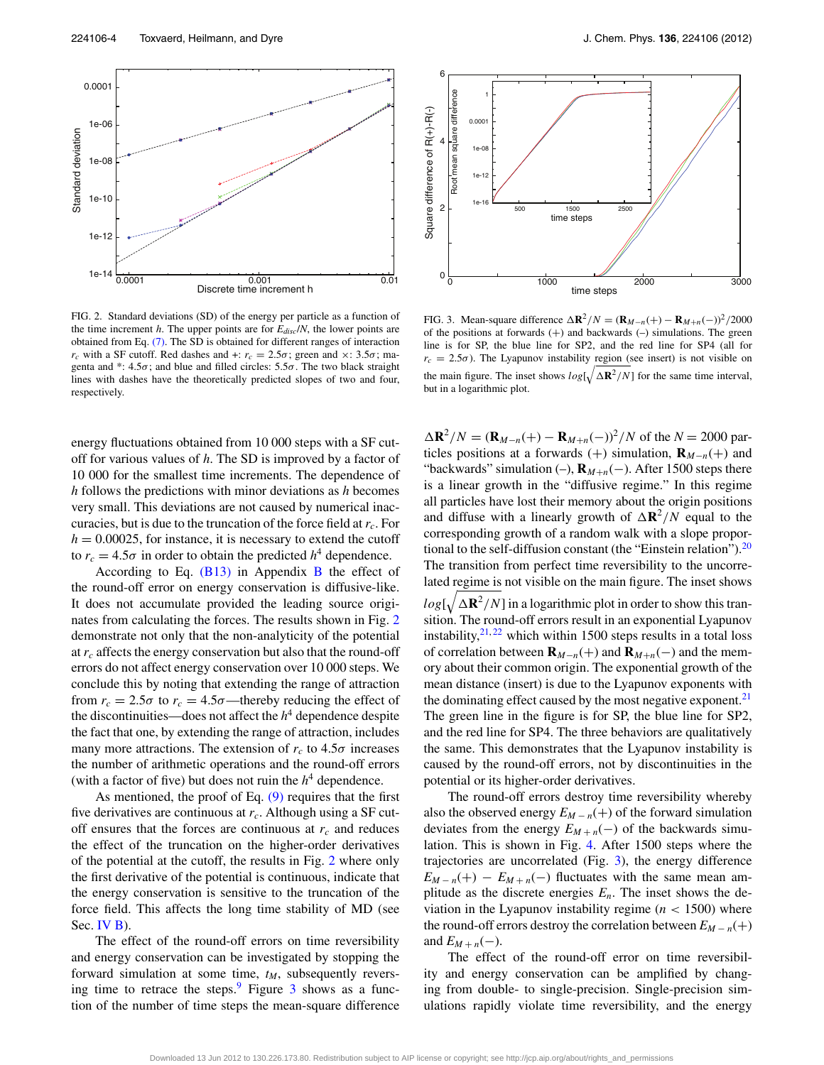FIG. 2. Standard deviations (SD) of the energy per particle as a function of the time increment $h$. The upper points are for $E_{disc}/N$, the lower points are obtained from Eq. (7). The SD is obtained for different ranges of interaction $r_c$ with a SF cutoff. Red dashes and +: $r_c = 2.5\sigma$; green and ×: $3.5\sigma$; magenta and *: $4.5\sigma$; and blue and filled circles: $5.5\sigma$. The two black straight lines with dashes have the theoretically predicted slopes of two and four, respectively.

FIG. 3. Mean-square difference $\Delta \mathbf{R}^2/N = (\mathbf{R}_{M-n}(+) - \mathbf{R}_{M+n}(-))^2/2000$ of the positions at forwards (+) and backwards (–) simulations. The green line is for SP, the blue line for SP2, and the red line for SP4 (all for $r_c = 2.5\sigma$). The Lyapunov instability region (see insert) is not visible on the main figure. The inset shows $log[\sqrt{\Delta \mathbf{R}^2/N}]$ for the same time interval, but in a logarithmic plot.

energy fluctuations obtained from 10 000 steps with a SF cutoff for various values of $h$. The SD is improved by a factor of 10 000 for the smallest time increments. The dependence of $h$ follows the predictions with minor deviations as $h$ becomes very small. This deviations are not caused by numerical inaccuracies, but is due to the truncation of the force field at $r_c$. For $h = 0.00025$, for instance, it is necessary to extend the cutoff to $r_c = 4.5\sigma$ in order to obtain the predicted $h^4$ dependence.

According to Eq. (B13) in Appendix B the effect of the round-off error on energy conservation is diffusive-like. It does not accumulate provided the leading source originates from calculating the forces. The results shown in Fig. 2 demonstrate not only that the non-analyticity of the potential at $r_c$ affects the energy conservation but also that the round-off errors do not affect energy conservation over 10 000 steps. We conclude this by noting that extending the range of attraction from $r_c = 2.5\sigma$ to $r_c = 4.5\sigma$—thereby reducing the effect of the discontinuities—does not affect the $h^4$ dependence despite the fact that one, by extending the range of attraction, includes many more attractions. The extension of $r_c$ to $4.5\sigma$ increases the number of arithmetic operations and the round-off errors (with a factor of five) but does not ruin the $h^4$ dependence.

As mentioned, the proof of Eq. (9) requires that the first five derivatives are continuous at $r_c$. Although using a SF cutoff ensures that the forces are continuous at $r_c$ and reduces the effect of the truncation on the higher-order derivatives of the potential at the cutoff, the results in Fig. 2 where only the first derivative of the potential is continuous, indicate that the energy conservation is sensitive to the truncation of the force field. This affects the long time stability of MD (see Sec. IV B).

The effect of the round-off errors on time reversibility and energy conservation can be investigated by stopping the forward simulation at some time, $t_M$, subsequently reversing time to retrace the steps.[9] Figure 3 shows as a function of the number of time steps the mean-square difference $\Delta \mathbf{R}^2/N = (\mathbf{R}_{M-n}(+) - \mathbf{R}_{M+n}(-))^2/N$ of the $N = 2000$ particles positions at a forwards (+) simulation, $\mathbf{R}_{M-n}(+)$ and "backwards" simulation (–), $\mathbf{R}_{M+n}(-)$. After 1500 steps there is a linear growth in the "diffusive regime." In this regime all particles have lost their memory about the origin positions and diffuse with a linearly growth of $\Delta \mathbf{R}^2/N$ equal to the corresponding growth of a random walk with a slope proportional to the self-diffusion constant (the "Einstein relation").[20] The transition from perfect time reversibility to the uncorrelated regime is not visible on the main figure. The inset shows $log[\sqrt{\Delta \mathbf{R}^2/N}]$ in a logarithmic plot in order to show this transition. The round-off errors result in an exponential Lyapunov instability,[21,22] which within 1500 steps results in a total loss of correlation between $\mathbf{R}_{M-n}(+)$ and $\mathbf{R}_{M+n}(-)$ and the memory about their common origin. The exponential growth of the mean distance (insert) is due to the Lyapunov exponents with the dominating effect caused by the most negative exponent.[21] The green line in the figure is for SP, the blue line for SP2, and the red line for SP4. The three behaviors are qualitatively the same. This demonstrates that the Lyapunov instability is caused by the round-off errors, not by discontinuities in the potential or its higher-order derivatives.

The round-off errors destroy time reversibility whereby also the observed energy $E_{M-n}(+)$ of the forward simulation deviates from the energy $E_{M+n}(-)$ of the backwards simulation. This is shown in Fig. 4. After 1500 steps where the trajectories are uncorrelated (Fig. 3), the energy difference $E_{M-n}(+) - E_{M+n}(-)$ fluctuates with the same mean amplitude as the discrete energies $E_n$. The inset shows the deviation in the Lyapunov instability regime ($n < 1500$) where the round-off errors destroy the correlation between $E_{M-n}(+)$ and $E_{M+n}(-)$.

The effect of the round-off error on time reversibility and energy conservation can be amplified by changing from double- to single-precision. Single-precision simulations rapidly violate time reversibility, and the energy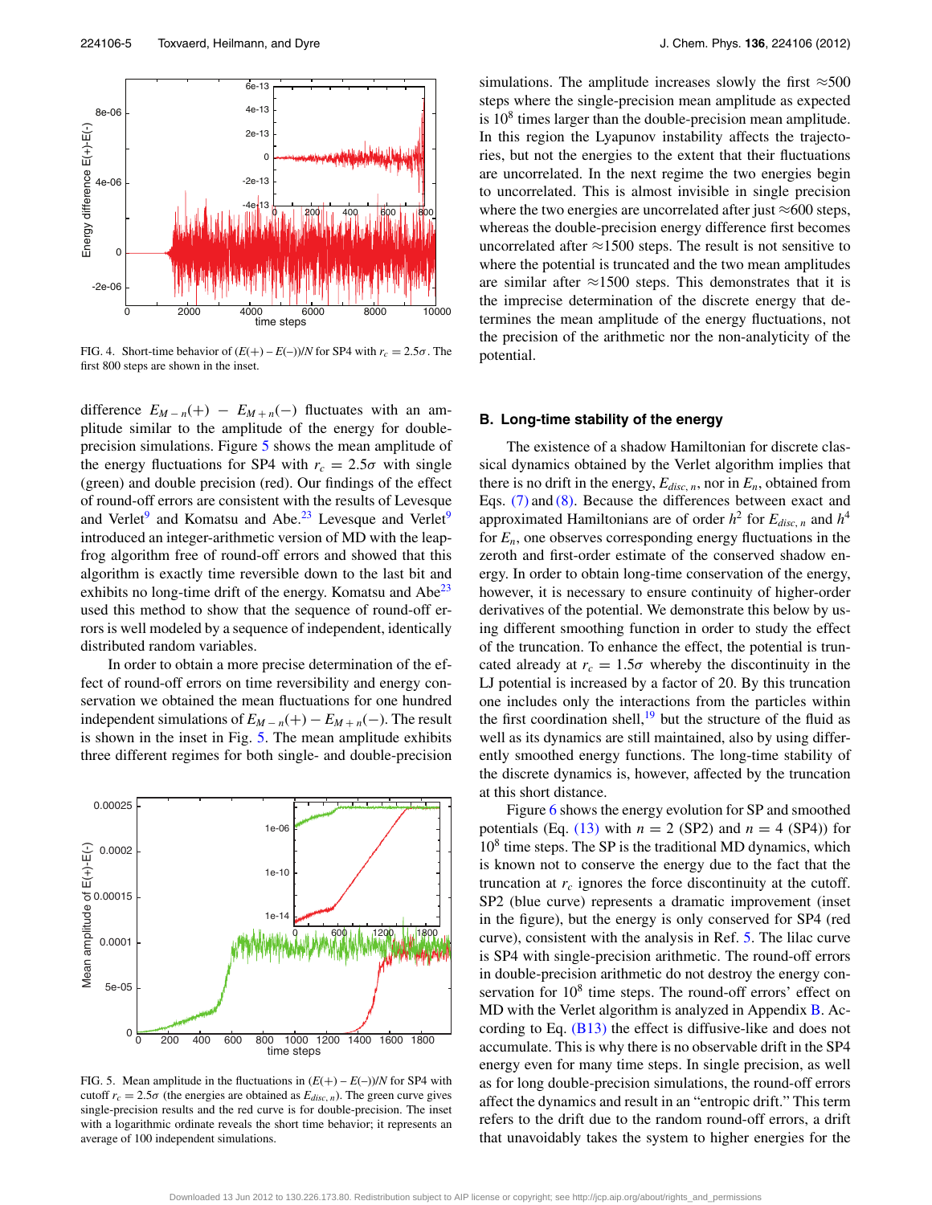FIG. 4. Short-time behavior of $(E(+) - E(-))/N$ for SP4 with $r_c = 2.5\sigma$. The first 800 steps are shown in the inset.

difference $E_{M-n}(+) - E_{M+n}(-)$ fluctuates with an amplitude similar to the amplitude of the energy for double-precision simulations. Figure 5 shows the mean amplitude of the energy fluctuations for SP4 with $r_c = 2.5\sigma$ with single (green) and double precision (red). Our findings of the effect of round-off errors are consistent with the results of Levesque and Verlet[9] and Komatsu and Abe.[23] Levesque and Verlet[9] introduced an integer-arithmetic version of MD with the leap-frog algorithm free of round-off errors and showed that this algorithm is exactly time reversible down to the last bit and exhibits no long-time drift of the energy. Komatsu and Abe[23] used this method to show that the sequence of round-off errors is well modeled by a sequence of independent, identically distributed random variables.

In order to obtain a more precise determination of the effect of round-off errors on time reversibility and energy conservation we obtained the mean fluctuations for one hundred independent simulations of $E_{M-n}(+) - E_{M+n}(-)$. The result is shown in the inset in Fig. 5. The mean amplitude exhibits three different regimes for both single- and double-precision

FIG. 5. Mean amplitude in the fluctuations in $(E(+) - E(-))/N$ for SP4 with cutoff $r_c = 2.5\sigma$ (the energies are obtained as $E_{disc,n}$). The green curve gives single-precision results and the red curve is for double-precision. The inset with a logarithmic ordinate reveals the short time behavior; it represents an average of 100 independent simulations.

simulations. The amplitude increases slowly the first $\approx$500 steps where the single-precision mean amplitude as expected is $10^8$ times larger than the double-precision mean amplitude. In this region the Lyapunov instability affects the trajectories, but not the energies to the extent that their fluctuations are uncorrelated. In the next regime the two energies begin to uncorrelated. This is almost invisible in single precision where the two energies are uncorrelated after just $\approx$600 steps, whereas the double-precision energy difference first becomes uncorrelated after $\approx$1500 steps. The result is not sensitive to where the potential is truncated and the two mean amplitudes are similar after $\approx$1500 steps. This demonstrates that it is the imprecise determination of the discrete energy that determines the mean amplitude of the energy fluctuations, not the precision of the arithmetic nor the non-analyticity of the potential.

## B. Long-time stability of the energy

The existence of a shadow Hamiltonian for discrete classical dynamics obtained by the Verlet algorithm implies that there is no drift in the energy, $E_{disc,n}$, nor in $E_n$, obtained from Eqs. (7) and (8). Because the differences between exact and approximated Hamiltonians are of order $h^2$ for $E_{disc,n}$ and $h^4$ for $E_n$, one observes corresponding energy fluctuations in the zeroth and first-order estimate of the conserved shadow energy. In order to obtain long-time conservation of the energy, however, it is necessary to ensure continuity of higher-order derivatives of the potential. We demonstrate this below by using different smoothing function in order to study the effect of the truncation. To enhance the effect, the potential is truncated already at $r_c = 1.5\sigma$ whereby the discontinuity in the LJ potential is increased by a factor of 20. By this truncation one includes only the interactions from the particles within the first coordination shell,[19] but the structure of the fluid as well as its dynamics are still maintained, also by using differently smoothed energy functions. The long-time stability of the discrete dynamics is, however, affected by the truncation at this short distance.

Figure 6 shows the energy evolution for SP and smoothed potentials (Eq. (13) with $n = 2$ (SP2) and $n = 4$ (SP4)) for $10^8$ time steps. The SP is the traditional MD dynamics, which is known not to conserve the energy due to the fact that the truncation at $r_c$ ignores the force discontinuity at the cutoff. SP2 (blue curve) represents a dramatic improvement (inset in the figure), but the energy is only conserved for SP4 (red curve), consistent with the analysis in Ref. 5. The lilac curve is SP4 with single-precision arithmetic. The round-off errors in double-precision arithmetic do not destroy the energy conservation for $10^8$ time steps. The round-off errors' effect on MD with the Verlet algorithm is analyzed in Appendix B. According to Eq. (B13) the effect is diffusive-like and does not accumulate. This is why there is no observable drift in the SP4 energy even for many time steps. In single precision, as well as for long double-precision simulations, the round-off errors affect the dynamics and result in an "entropic drift." This term refers to the drift due to the random round-off errors, a drift that unavoidably takes the system to higher energies for the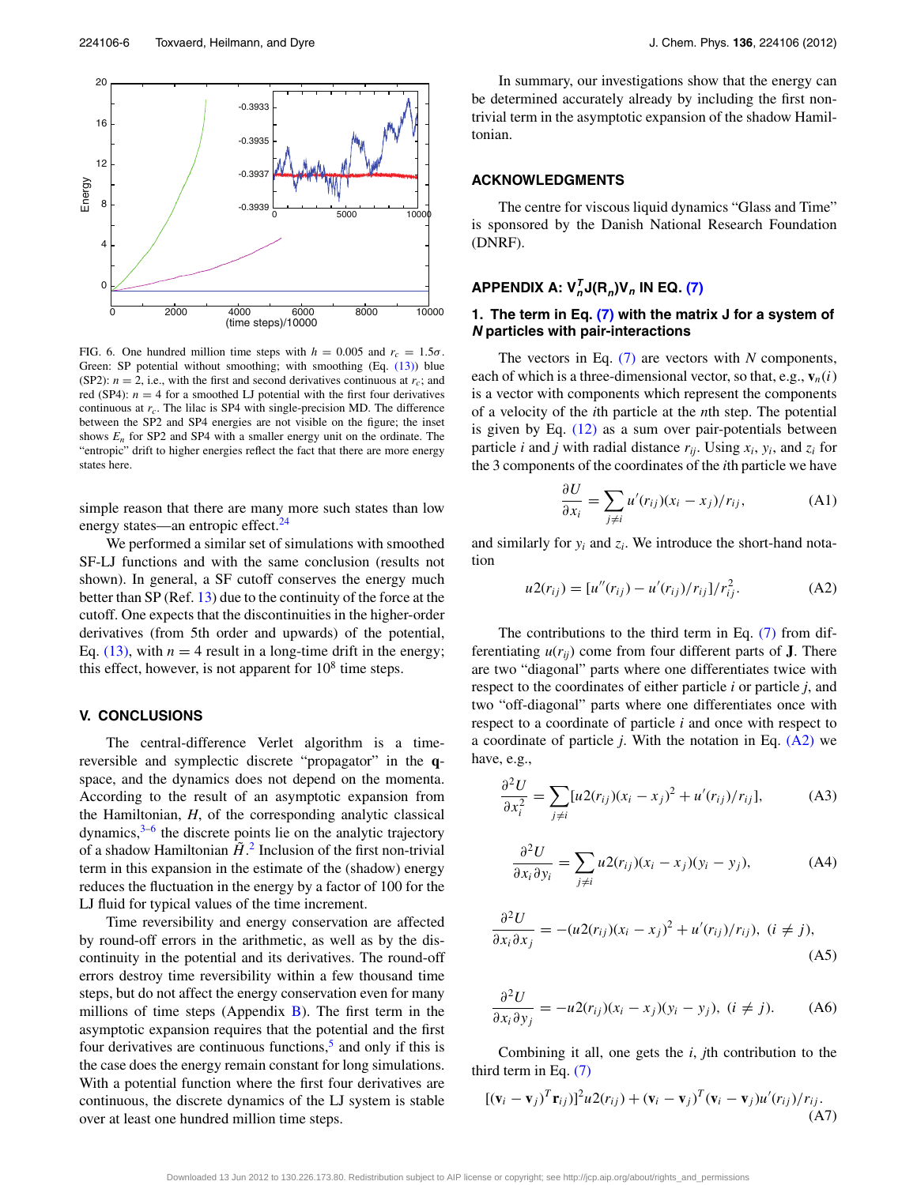FIG. 6. One hundred million time steps with $h = 0.005$ and $r_c = 1.5\sigma$. Green: SP potential without smoothing; with smoothing (Eq. (13)) blue (SP2): $n = 2$, i.e., with the first and second derivatives continuous at $r_c$; and red (SP4): $n = 4$ for a smoothed LJ potential with the first four derivatives continuous at $r_c$. The lilac is SP4 with single-precision MD. The difference between the SP2 and SP4 energies are not visible on the figure; the inset shows $E_n$ for SP2 and SP4 with a smaller energy unit on the ordinate. The "entropic" drift to higher energies reflect the fact that there are more energy states here.

simple reason that there are many more such states than low energy states—an entropic effect.[24]

We performed a similar set of simulations with smoothed SF-LJ functions and with the same conclusion (results not shown). In general, a SF cutoff conserves the energy much better than SP (Ref. 13) due to the continuity of the force at the cutoff. One expects that the discontinuities in the higher-order derivatives (from 5th order and upwards) of the potential, Eq. (13), with $n = 4$ result in a long-time drift in the energy; this effect, however, is not apparent for $10^8$ time steps.

## V. CONCLUSIONS

The central-difference Verlet algorithm is a time-reversible and symplectic discrete "propagator" in the **q**-space, and the dynamics does not depend on the momenta. According to the result of an asymptotic expansion from the Hamiltonian, $H$, of the corresponding analytic classical dynamics,[3–6] the discrete points lie on the analytic trajectory of a shadow Hamiltonian $\tilde{H}$.[2] Inclusion of the first non-trivial term in this expansion in the estimate of the (shadow) energy reduces the fluctuation in the energy by a factor of 100 for the LJ fluid for typical values of the time increment.

Time reversibility and energy conservation are affected by round-off errors in the arithmetic, as well as by the discontinuity in the potential and its derivatives. The round-off errors destroy time reversibility within a few thousand time steps, but do not affect the energy conservation even for many millions of time steps (Appendix B). The first term in the asymptotic expansion requires that the potential and the first four derivatives are continuous functions,[5] and only if this is the case does the energy remain constant for long simulations. With a potential function where the first four derivatives are continuous, the discrete dynamics of the LJ system is stable over at least one hundred million time steps.

In summary, our investigations show that the energy can be determined accurately already by including the first non-trivial term in the asymptotic expansion of the shadow Hamiltonian.

## ACKNOWLEDGMENTS

The centre for viscous liquid dynamics "Glass and Time" is sponsored by the Danish National Research Foundation (DNRF).

## APPENDIX A: $V_n^T J(R_n) V_n$ IN EQ. (7)

### 1. The term in Eq. (7) with the matrix J for a system of *N* particles with pair-interactions

The vectors in Eq. (7) are vectors with $N$ components, each of which is a three-dimensional vector, so that, e.g., $\mathbf{v}_n(i)$ is a vector with components which represent the components of a velocity of the $i$th particle at the $n$th step. The potential is given by Eq. (12) as a sum over pair-potentials between particle $i$ and $j$ with radial distance $r_{ij}$. Using $x_i$, $y_i$, and $z_i$ for the 3 components of the coordinates of the $i$th particle we have

$$\frac{\partial U}{\partial x_i} = \sum_{j \neq i} u'(r_{ij})(x_i - x_j)/r_{ij}, \tag{A1}$$

and similarly for $y_i$ and $z_i$. We introduce the short-hand notation

$$u2(r_{ij}) = [u''(r_{ij}) - u'(r_{ij})/r_{ij}]/r_{ij}^2. \tag{A2}$$

The contributions to the third term in Eq. (7) from differentiating $u(r_{ij})$ come from four different parts of **J**. There are two "diagonal" parts where one differentiates twice with respect to the coordinates of either particle $i$ or particle $j$, and two "off-diagonal" parts where one differentiates once with respect to a coordinate of particle $i$ and once with respect to a coordinate of particle $j$. With the notation in Eq. (A2) we have, e.g.,

$$\frac{\partial^2 U}{\partial x_i^2} = \sum_{j \neq i} [u2(r_{ij})(x_i - x_j)^2 + u'(r_{ij})/r_{ij}], \tag{A3}$$

$$\frac{\partial^2 U}{\partial x_i \partial y_i} = \sum_{j \neq i} u2(r_{ij})(x_i - x_j)(y_i - y_j), \tag{A4}$$

$$\frac{\partial^2 U}{\partial x_i \partial x_j} = -(u2(r_{ij})(x_i - x_j)^2 + u'(r_{ij})/r_{ij}),\ (i \neq j), \tag{A5}$$

$$\frac{\partial^2 U}{\partial x_i \partial y_j} = -u2(r_{ij})(x_i - x_j)(y_i - y_j),\ (i \neq j). \tag{A6}$$

Combining it all, one gets the $i$, $j$th contribution to the third term in Eq. (7)

$$[(\mathbf{v}_i - \mathbf{v}_j)^T \mathbf{r}_{ij})]^2 u2(r_{ij}) + (\mathbf{v}_i - \mathbf{v}_j)^T (\mathbf{v}_i - \mathbf{v}_j) u'(r_{ij})/r_{ij}. \tag{A7}$$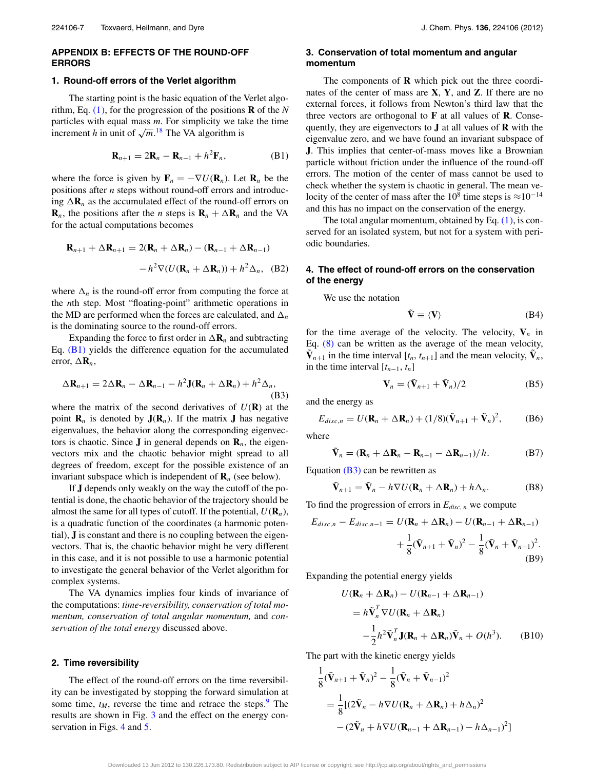## APPENDIX B: EFFECTS OF THE ROUND-OFF ERRORS

### 1. Round-off errors of the Verlet algorithm

The starting point is the basic equation of the Verlet algorithm, Eq. (1), for the progression of the positions $\mathbf{R}$ of the $N$ particles with equal mass $m$. For simplicity we take the time increment $h$ in unit of $\sqrt{m}$.[18] The VA algorithm is

$$\mathbf{R}_{n+1} = 2\mathbf{R}_n - \mathbf{R}_{n-1} + h^2\mathbf{F}_n, \tag{B1}$$

where the force is given by $\mathbf{F}_n = -\nabla U(\mathbf{R}_n)$. Let $\mathbf{R}_n$ be the positions after $n$ steps without round-off errors and introducing $\Delta\mathbf{R}_n$ as the accumulated effect of the round-off errors on $\mathbf{R}_n$, the positions after the $n$ steps is $\mathbf{R}_n + \Delta\mathbf{R}_n$ and the VA for the actual computations becomes

$$\begin{aligned}\mathbf{R}_{n+1} + \Delta\mathbf{R}_{n+1} &= 2(\mathbf{R}_n + \Delta\mathbf{R}_n) - (\mathbf{R}_{n-1} + \Delta\mathbf{R}_{n-1}) \\ &\quad - h^2\nabla(U(\mathbf{R}_n + \Delta\mathbf{R}_n)) + h^2\Delta_n, \end{aligned}\tag{B2}$$

where $\Delta_n$ is the round-off error from computing the force at the $n$th step. Most "floating-point" arithmetic operations in the MD are performed when the forces are calculated, and $\Delta_n$ is the dominating source to the round-off errors.

Expanding the force to first order in $\Delta\mathbf{R}_n$ and subtracting Eq. (B1) yields the difference equation for the accumulated error, $\Delta\mathbf{R}_n$,

$$\Delta\mathbf{R}_{n+1} = 2\Delta\mathbf{R}_n - \Delta\mathbf{R}_{n-1} - h^2\mathbf{J}(\mathbf{R}_n + \Delta\mathbf{R}_n) + h^2\Delta_n, \tag{B3}$$

where the matrix of the second derivatives of $U(\mathbf{R})$ at the point $\mathbf{R}_n$ is denoted by $\mathbf{J}(\mathbf{R}_n)$. If the matrix $\mathbf{J}$ has negative eigenvalues, the behavior along the corresponding eigenvectors is chaotic. Since $\mathbf{J}$ in general depends on $\mathbf{R}_n$, the eigenvectors mix and the chaotic behavior might spread to all degrees of freedom, except for the possible existence of an invariant subspace which is independent of $\mathbf{R}_n$ (see below).

If $\mathbf{J}$ depends only weakly on the way the cutoff of the potential is done, the chaotic behavior of the trajectory should be almost the same for all types of cutoff. If the potential, $U(\mathbf{R}_n)$, is a quadratic function of the coordinates (a harmonic potential), $\mathbf{J}$ is constant and there is no coupling between the eigenvectors. That is, the chaotic behavior might be very different in this case, and it is not possible to use a harmonic potential to investigate the general behavior of the Verlet algorithm for complex systems.

The VA dynamics implies four kinds of invariance of the computations: *time-reversibility, conservation of total momentum, conservation of total angular momentum,* and *conservation of the total energy* discussed above.

### 2. Time reversibility

The effect of the round-off errors on the time reversibility can be investigated by stopping the forward simulation at some time, $t_M$, reverse the time and retrace the steps.[9] The results are shown in Fig. 3 and the effect on the energy conservation in Figs. 4 and 5.

### 3. Conservation of total momentum and angular momentum

The components of $\mathbf{R}$ which pick out the three coordinates of the center of mass are $\mathbf{X}$, $\mathbf{Y}$, and $\mathbf{Z}$. If there are no external forces, it follows from Newton's third law that the three vectors are orthogonal to $\mathbf{F}$ at all values of $\mathbf{R}$. Consequently, they are eigenvectors to $\mathbf{J}$ at all values of $\mathbf{R}$ with the eigenvalue zero, and we have found an invariant subspace of $\mathbf{J}$. This implies that center-of-mass moves like a Brownian particle without friction under the influence of the round-off errors. The motion of the center of mass cannot be used to check whether the system is chaotic in general. The mean velocity of the center of mass after the $10^8$ time steps is $\approx 10^{-14}$ and this has no impact on the conservation of the energy.

The total angular momentum, obtained by Eq. (1), is conserved for an isolated system, but not for a system with periodic boundaries.

### 4. The effect of round-off errors on the conservation of the energy

We use the notation

$$\tilde{\mathbf{V}} \equiv \langle \mathbf{V} \rangle \tag{B4}$$

for the time average of the velocity. The velocity, $\mathbf{V}_n$ in Eq. (8) can be written as the average of the mean velocity, $\tilde{\mathbf{V}}_{n+1}$ in the time interval $[t_n, t_{n+1}]$ and the mean velocity, $\tilde{\mathbf{V}}_n$, in the time interval $[t_{n-1}, t_n]$

$$\mathbf{V}_n = (\tilde{\mathbf{V}}_{n+1} + \tilde{\mathbf{V}}_n)/2 \tag{B5}$$

and the energy as

$$E_{disc,n} = U(\mathbf{R}_n + \Delta\mathbf{R}_n) + (1/8)(\tilde{\mathbf{V}}_{n+1} + \tilde{\mathbf{V}}_n)^2, \tag{B6}$$

where

$$\tilde{\mathbf{V}}_n = (\mathbf{R}_n + \Delta\mathbf{R}_n - \mathbf{R}_{n-1} - \Delta\mathbf{R}_{n-1})/h. \tag{B7}$$

Equation (B3) can be rewritten as

$$\tilde{\mathbf{V}}_{n+1} = \tilde{\mathbf{V}}_n - h\nabla U(\mathbf{R}_n + \Delta\mathbf{R}_n) + h\Delta_n. \tag{B8}$$

To find the progression of errors in $E_{disc,n}$ we compute

$$\begin{aligned}E_{disc,n} - E_{disc,n-1} &= U(\mathbf{R}_n + \Delta\mathbf{R}_n) - U(\mathbf{R}_{n-1} + \Delta\mathbf{R}_{n-1}) \\ &\quad + \frac{1}{8}(\tilde{\mathbf{V}}_{n+1} + \tilde{\mathbf{V}}_n)^2 - \frac{1}{8}(\tilde{\mathbf{V}}_n + \tilde{\mathbf{V}}_{n-1})^2. \end{aligned}\tag{B9}$$

Expanding the potential energy yields

$$\begin{aligned}&U(\mathbf{R}_n + \Delta\mathbf{R}_n) - U(\mathbf{R}_{n-1} + \Delta\mathbf{R}_{n-1}) \\ &= h\tilde{\mathbf{V}}_n^T\nabla U(\mathbf{R}_n + \Delta\mathbf{R}_n) \\ &\quad - \frac{1}{2}h^2\tilde{\mathbf{V}}_n^T\mathbf{J}(\mathbf{R}_n + \Delta\mathbf{R}_n)\tilde{\mathbf{V}}_n + O(h^3). \end{aligned}\tag{B10}$$

The part with the kinetic energy yields

$$\begin{aligned}&\frac{1}{8}(\tilde{\mathbf{V}}_{n+1} + \tilde{\mathbf{V}}_n)^2 - \frac{1}{8}(\tilde{\mathbf{V}}_n + \tilde{\mathbf{V}}_{n-1})^2 \\ &= \frac{1}{8}[(2\tilde{\mathbf{V}}_n - h\nabla U(\mathbf{R}_n + \Delta\mathbf{R}_n) + h\Delta_n)^2 \\ &\quad - (2\tilde{\mathbf{V}}_n + h\nabla U(\mathbf{R}_{n-1} + \Delta\mathbf{R}_{n-1}) - h\Delta_{n-1})^2]\end{aligned}$$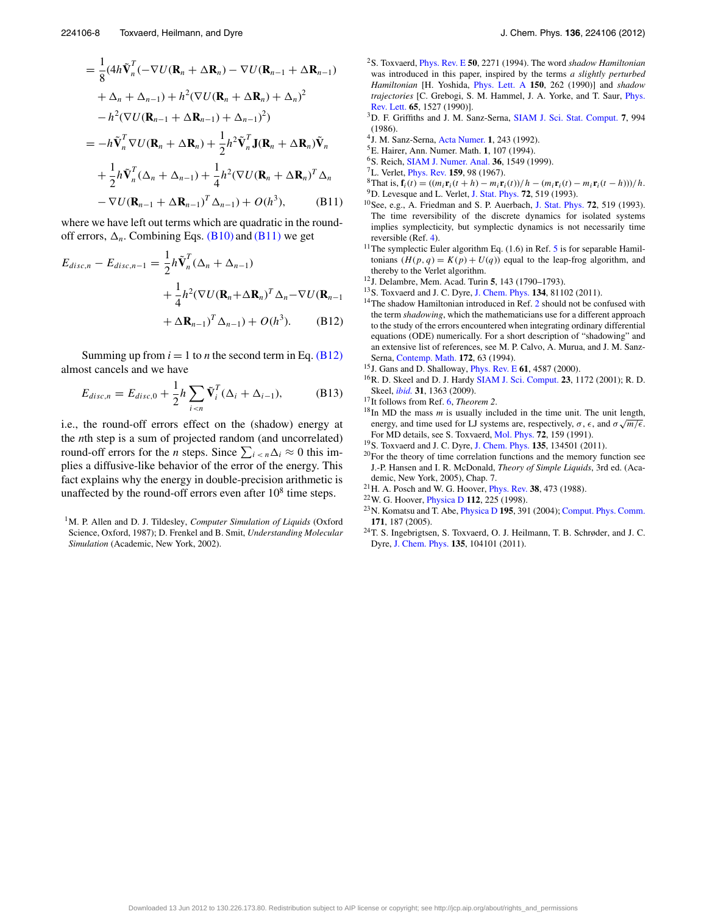$$
\begin{aligned}
&= \frac{1}{8}(4h\tilde{\mathbf{V}}_n^T(-\nabla U(\mathbf{R}_n + \Delta\mathbf{R}_n) - \nabla U(\mathbf{R}_{n-1} + \Delta\mathbf{R}_{n-1}) \\
&\quad + \Delta_n + \Delta_{n-1}) + h^2(\nabla U(\mathbf{R}_n + \Delta\mathbf{R}_n) + \Delta_n)^2 \\
&\quad - h^2(\nabla U(\mathbf{R}_{n-1} + \Delta\mathbf{R}_{n-1}) + \Delta_{n-1})^2) \\
&= -h\tilde{\mathbf{V}}_n^T \nabla U(\mathbf{R}_n + \Delta\mathbf{R}_n) + \frac{1}{2}h^2\tilde{\mathbf{V}}_n^T \mathbf{J}(\mathbf{R}_n + \Delta\mathbf{R}_n)\tilde{\mathbf{V}}_n \\
&\quad + \frac{1}{2}h\tilde{\mathbf{V}}_n^T(\Delta_n + \Delta_{n-1}) + \frac{1}{4}h^2(\nabla U(\mathbf{R}_n + \Delta\mathbf{R}_n)^T\Delta_n \\
&\quad - \nabla U(\mathbf{R}_{n-1} + \Delta\mathbf{R}_{n-1})^T\Delta_{n-1}) + O(h^3), \qquad \text{(B11)}
\end{aligned}
$$

where we have left out terms which are quadratic in the round-off errors, $\Delta_n$. Combining Eqs. (B10) and (B11) we get

$$
\begin{aligned}
E_{disc,n} - E_{disc,n-1} &= \frac{1}{2}h\tilde{\mathbf{V}}_n^T(\Delta_n + \Delta_{n-1}) \\
&\quad + \frac{1}{4}h^2(\nabla U(\mathbf{R}_n + \Delta\mathbf{R}_n)^T\Delta_n - \nabla U(\mathbf{R}_{n-1} \\
&\quad + \Delta\mathbf{R}_{n-1})^T\Delta_{n-1}) + O(h^3). \qquad \text{(B12)}
\end{aligned}
$$

Summing up from $i = 1$ to $n$ the second term in Eq. (B12) almost cancels and we have

$$
E_{disc,n} = E_{disc,0} + \frac{1}{2}h\sum_{i<n}\tilde{\mathbf{V}}_i^T(\Delta_i + \Delta_{i-1}), \qquad \text{(B13)}
$$

i.e., the round-off errors effect on the (shadow) energy at the $n$th step is a sum of projected random (and uncorrelated) round-off errors for the $n$ steps. Since $\sum_{i<n}\Delta_i \approx 0$ this implies a diffusive-like behavior of the error of the energy. This fact explains why the energy in double-precision arithmetic is unaffected by the round-off errors even after $10^8$ time steps.

[1] M. P. Allen and D. J. Tildesley, *Computer Simulation of Liquids* (Oxford Science, Oxford, 1987); D. Frenkel and B. Smit, *Understanding Molecular Simulation* (Academic, New York, 2002).

[2] S. Toxvaerd, Phys. Rev. E **50**, 2271 (1994). The word *shadow Hamiltonian* was introduced in this paper, inspired by the terms *a slightly perturbed Hamiltonian* [H. Yoshida, Phys. Lett. A **150**, 262 (1990)] and *shadow trajectories* [C. Grebogi, S. M. Hammel, J. A. Yorke, and T. Saur, Phys. Rev. Lett. **65**, 1527 (1990)].

[3] D. F. Griffiths and J. M. Sanz-Serna, SIAM J. Sci. Stat. Comput. **7**, 994 (1986).

[4] J. M. Sanz-Serna, Acta Numer. **1**, 243 (1992).

[5] E. Hairer, Ann. Numer. Math. **1**, 107 (1994).

[6] S. Reich, SIAM J. Numer. Anal. **36**, 1549 (1999).

[7] L. Verlet, Phys. Rev. **159**, 98 (1967).

[8] That is, $\mathbf{f}_i(t) = ((m_i\mathbf{r}_i(t+h) - m_i\mathbf{r}_i(t))/h - (m_i\mathbf{r}_i(t) - m_i\mathbf{r}_i(t-h)))/h$.

[9] D. Levesque and L. Verlet, J. Stat. Phys. **72**, 519 (1993).

[10] See, e.g., A. Friedman and S. P. Auerbach, J. Stat. Phys. **72**, 519 (1993). The time reversibility of the discrete dynamics for isolated systems implies symplecticity, but symplectic dynamics is not necessarily time reversible (Ref. 4).

[11] The symplectic Euler algorithm Eq. (1.6) in Ref. 5 is for separable Hamiltonians ($H(p, q) = K(p) + U(q)$) equal to the leap-frog algorithm, and thereby to the Verlet algorithm.

[12] J. Delambre, Mem. Acad. Turin **5**, 143 (1790–1793).

[13] S. Toxvaerd and J. C. Dyre, J. Chem. Phys. **134**, 81102 (2011).

[14] The shadow Hamiltonian introduced in Ref. 2 should not be confused with the term *shadowing*, which the mathematicians use for a different approach to the study of the errors encountered when integrating ordinary differential equations (ODE) numerically. For a short description of "shadowing" and an extensive list of references, see M. P. Calvo, A. Murua, and J. M. Sanz-Serna, Contemp. Math. **172**, 63 (1994).

[15] J. Gans and D. Shalloway, Phys. Rev. E **61**, 4587 (2000).

[16] R. D. Skeel and D. J. Hardy SIAM J. Sci. Comput. **23**, 1172 (2001); R. D. Skeel, *ibid.* **31**, 1363 (2009).

[17] It follows from Ref. 6, *Theorem 2*.

[18] In MD the mass $m$ is usually included in the time unit. The unit length, energy, and time used for LJ systems are, respectively, $\sigma$, $\epsilon$, and $\sigma\sqrt{m/\epsilon}$. For MD details, see S. Toxvaerd, Mol. Phys. **72**, 159 (1991).

[19] S. Toxvaerd and J. C. Dyre, J. Chem. Phys. **135**, 134501 (2011).

[20] For the theory of time correlation functions and the memory function see J.-P. Hansen and I. R. McDonald, *Theory of Simple Liquids*, 3rd ed. (Academic, New York, 2005), Chap. 7.

[21] H. A. Posch and W. G. Hoover, Phys. Rev. **38**, 473 (1988).

[22] W. G. Hoover, Physica D **112**, 225 (1998).

[23] N. Komatsu and T. Abe, Physica D **195**, 391 (2004); Comput. Phys. Comm. **171**, 187 (2005).

[24] T. S. Ingebrigtsen, S. Toxvaerd, O. J. Heilmann, T. B. Schrøder, and J. C. Dyre, J. Chem. Phys. **135**, 104101 (2011).